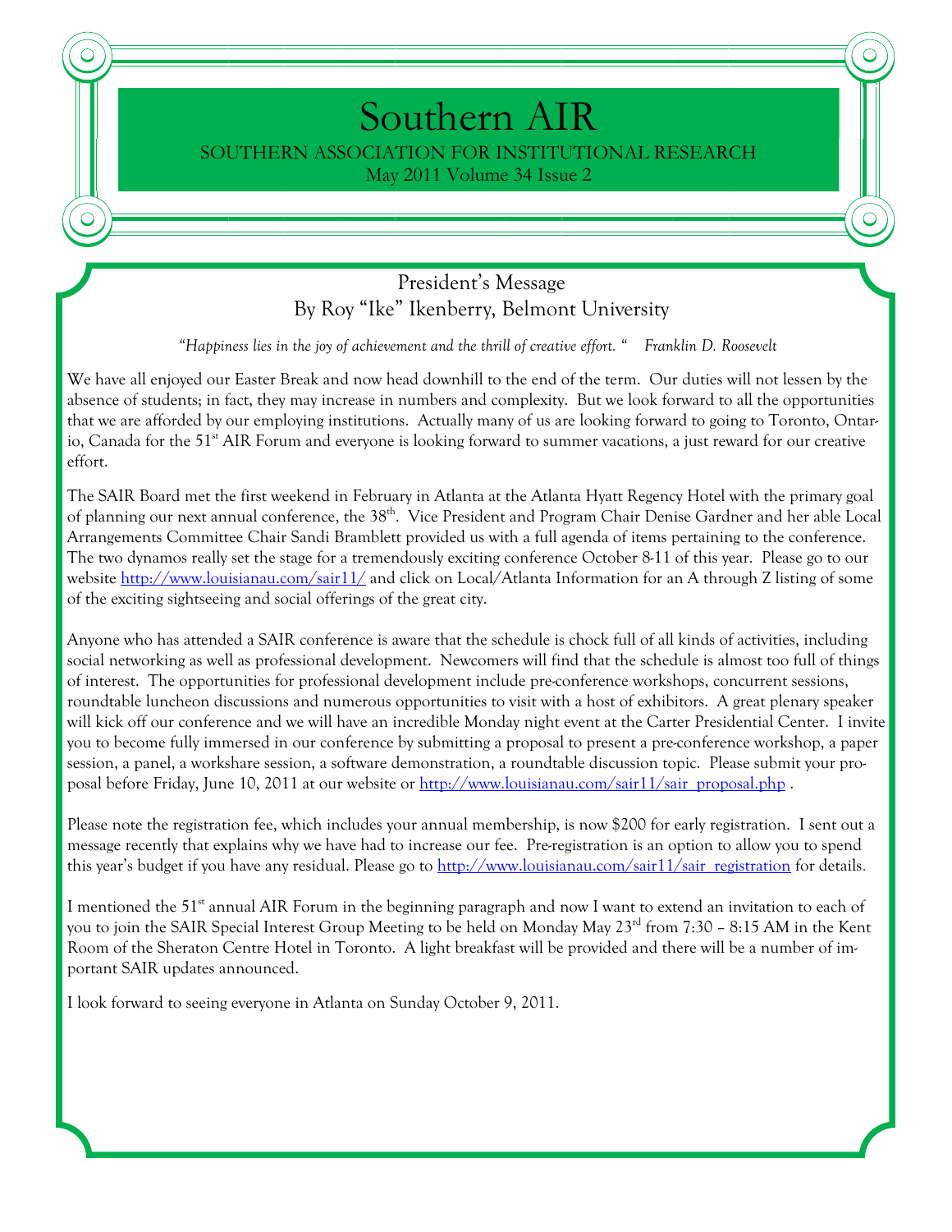# Southern AIR

SOUTHERN ASSOCIATION FOR INSTITUTIONAL RESEARCH

May 2011 Volume 34 Issue 2

## President's Message
### By Roy "Ike" Ikenberry, Belmont University

*"Happiness lies in the joy of achievement and the thrill of creative effort. " Franklin D. Roosevelt*

We have all enjoyed our Easter Break and now head downhill to the end of the term. Our duties will not lessen by the absence of students; in fact, they may increase in numbers and complexity. But we look forward to all the opportunities that we are afforded by our employing institutions. Actually many of us are looking forward to going to Toronto, Ontario, Canada for the 51st AIR Forum and everyone is looking forward to summer vacations, a just reward for our creative effort.

The SAIR Board met the first weekend in February in Atlanta at the Atlanta Hyatt Regency Hotel with the primary goal of planning our next annual conference, the 38th. Vice President and Program Chair Denise Gardner and her able Local Arrangements Committee Chair Sandi Bramblett provided us with a full agenda of items pertaining to the conference. The two dynamos really set the stage for a tremendously exciting conference October 8-11 of this year. Please go to our website http://www.louisianau.com/sair11/ and click on Local/Atlanta Information for an A through Z listing of some of the exciting sightseeing and social offerings of the great city.

Anyone who has attended a SAIR conference is aware that the schedule is chock full of all kinds of activities, including social networking as well as professional development. Newcomers will find that the schedule is almost too full of things of interest. The opportunities for professional development include pre-conference workshops, concurrent sessions, roundtable luncheon discussions and numerous opportunities to visit with a host of exhibitors. A great plenary speaker will kick off our conference and we will have an incredible Monday night event at the Carter Presidential Center. I invite you to become fully immersed in our conference by submitting a proposal to present a pre-conference workshop, a paper session, a panel, a workshare session, a software demonstration, a roundtable discussion topic. Please submit your proposal before Friday, June 10, 2011 at our website or http://www.louisianau.com/sair11/sair_proposal.php .

Please note the registration fee, which includes your annual membership, is now $200 for early registration. I sent out a message recently that explains why we have had to increase our fee. Pre-registration is an option to allow you to spend this year's budget if you have any residual. Please go to http://www.louisianau.com/sair11/sair_registration for details.

I mentioned the 51st annual AIR Forum in the beginning paragraph and now I want to extend an invitation to each of you to join the SAIR Special Interest Group Meeting to be held on Monday May 23rd from 7:30 – 8:15 AM in the Kent Room of the Sheraton Centre Hotel in Toronto. A light breakfast will be provided and there will be a number of important SAIR updates announced.

I look forward to seeing everyone in Atlanta on Sunday October 9, 2011.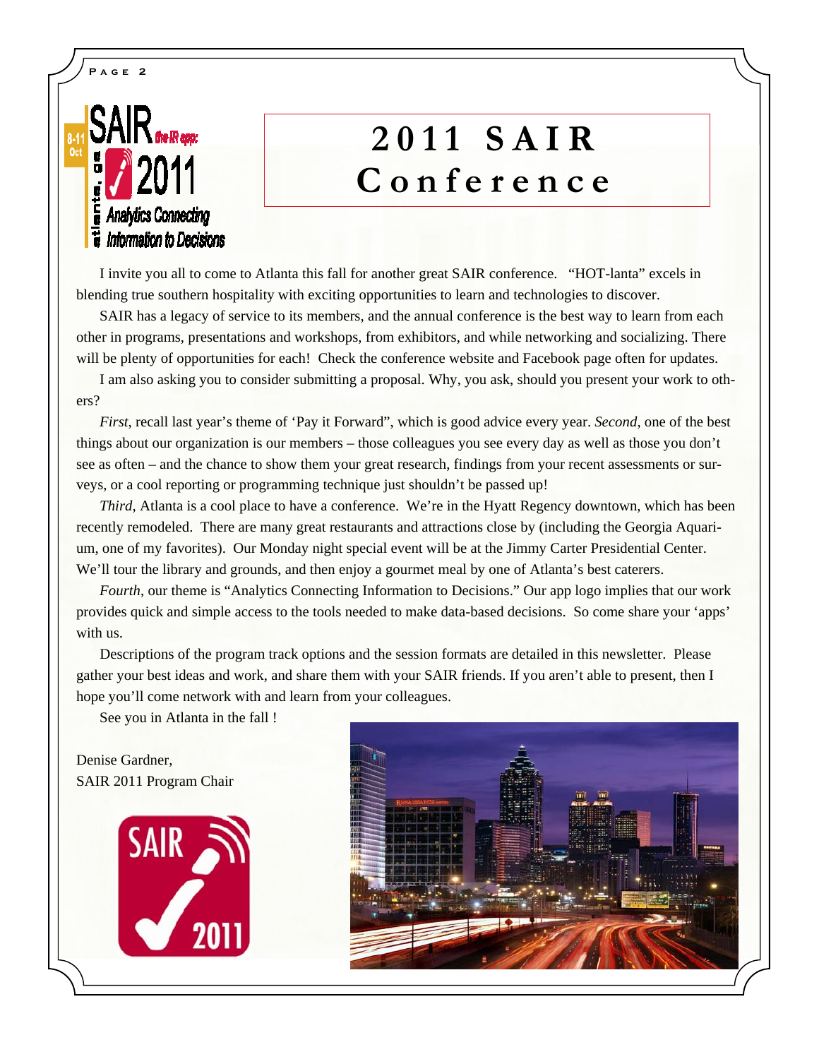# 2011 SAIR Conference

I invite you all to come to Atlanta this fall for another great SAIR conference. "HOT-lanta" excels in blending true southern hospitality with exciting opportunities to learn and technologies to discover.

SAIR has a legacy of service to its members, and the annual conference is the best way to learn from each other in programs, presentations and workshops, from exhibitors, and while networking and socializing. There will be plenty of opportunities for each! Check the conference website and Facebook page often for updates.

I am also asking you to consider submitting a proposal. Why, you ask, should you present your work to others?

*First*, recall last year's theme of 'Pay it Forward", which is good advice every year. *Second*, one of the best things about our organization is our members – those colleagues you see every day as well as those you don't see as often – and the chance to show them your great research, findings from your recent assessments or surveys, or a cool reporting or programming technique just shouldn't be passed up!

*Third*, Atlanta is a cool place to have a conference. We're in the Hyatt Regency downtown, which has been recently remodeled. There are many great restaurants and attractions close by (including the Georgia Aquarium, one of my favorites). Our Monday night special event will be at the Jimmy Carter Presidential Center. We'll tour the library and grounds, and then enjoy a gourmet meal by one of Atlanta's best caterers.

*Fourth*, our theme is "Analytics Connecting Information to Decisions." Our app logo implies that our work provides quick and simple access to the tools needed to make data-based decisions. So come share your 'apps' with us.

Descriptions of the program track options and the session formats are detailed in this newsletter. Please gather your best ideas and work, and share them with your SAIR friends. If you aren't able to present, then I hope you'll come network with and learn from your colleagues.

See you in Atlanta in the fall !

Denise Gardner,
SAIR 2011 Program Chair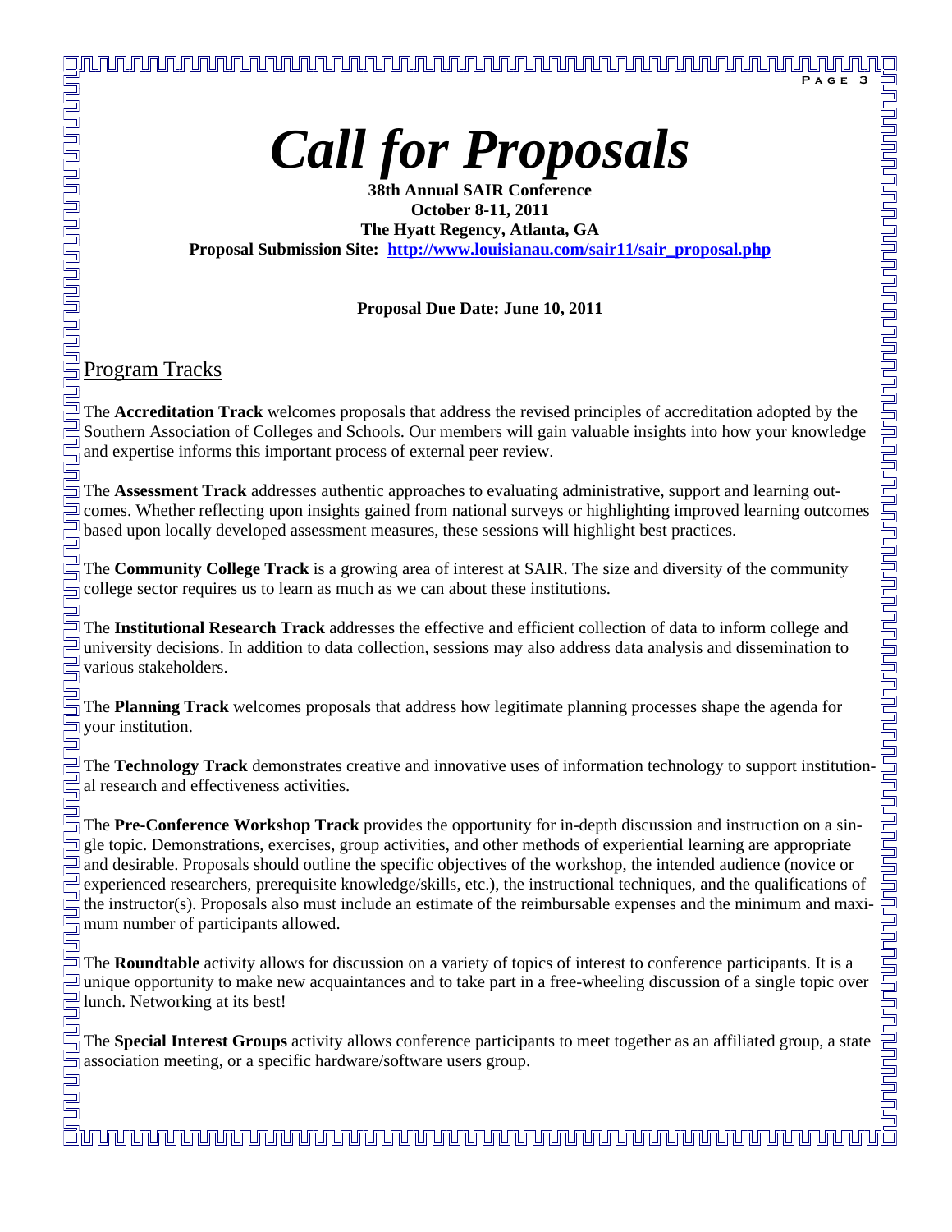# *Call for Proposals*

**38th Annual SAIR Conference**
**October 8-11, 2011**
**The Hyatt Regency, Atlanta, GA**
**Proposal Submission Site: [http://www.louisianau.com/sair11/sair_proposal.php](http://www.louisianau.com/sair11/sair_proposal.php)**

**Proposal Due Date: June 10, 2011**

## Program Tracks

The **Accreditation Track** welcomes proposals that address the revised principles of accreditation adopted by the Southern Association of Colleges and Schools. Our members will gain valuable insights into how your knowledge and expertise informs this important process of external peer review.

The **Assessment Track** addresses authentic approaches to evaluating administrative, support and learning outcomes. Whether reflecting upon insights gained from national surveys or highlighting improved learning outcomes based upon locally developed assessment measures, these sessions will highlight best practices.

The **Community College Track** is a growing area of interest at SAIR. The size and diversity of the community college sector requires us to learn as much as we can about these institutions.

The **Institutional Research Track** addresses the effective and efficient collection of data to inform college and university decisions. In addition to data collection, sessions may also address data analysis and dissemination to various stakeholders.

The **Planning Track** welcomes proposals that address how legitimate planning processes shape the agenda for your institution.

The **Technology Track** demonstrates creative and innovative uses of information technology to support institutional research and effectiveness activities.

The **Pre-Conference Workshop Track** provides the opportunity for in-depth discussion and instruction on a single topic. Demonstrations, exercises, group activities, and other methods of experiential learning are appropriate and desirable. Proposals should outline the specific objectives of the workshop, the intended audience (novice or experienced researchers, prerequisite knowledge/skills, etc.), the instructional techniques, and the qualifications of the instructor(s). Proposals also must include an estimate of the reimbursable expenses and the minimum and maximum number of participants allowed.

The **Roundtable** activity allows for discussion on a variety of topics of interest to conference participants. It is a unique opportunity to make new acquaintances and to take part in a free-wheeling discussion of a single topic over lunch. Networking at its best!

The **Special Interest Groups** activity allows conference participants to meet together as an affiliated group, a state association meeting, or a specific hardware/software users group.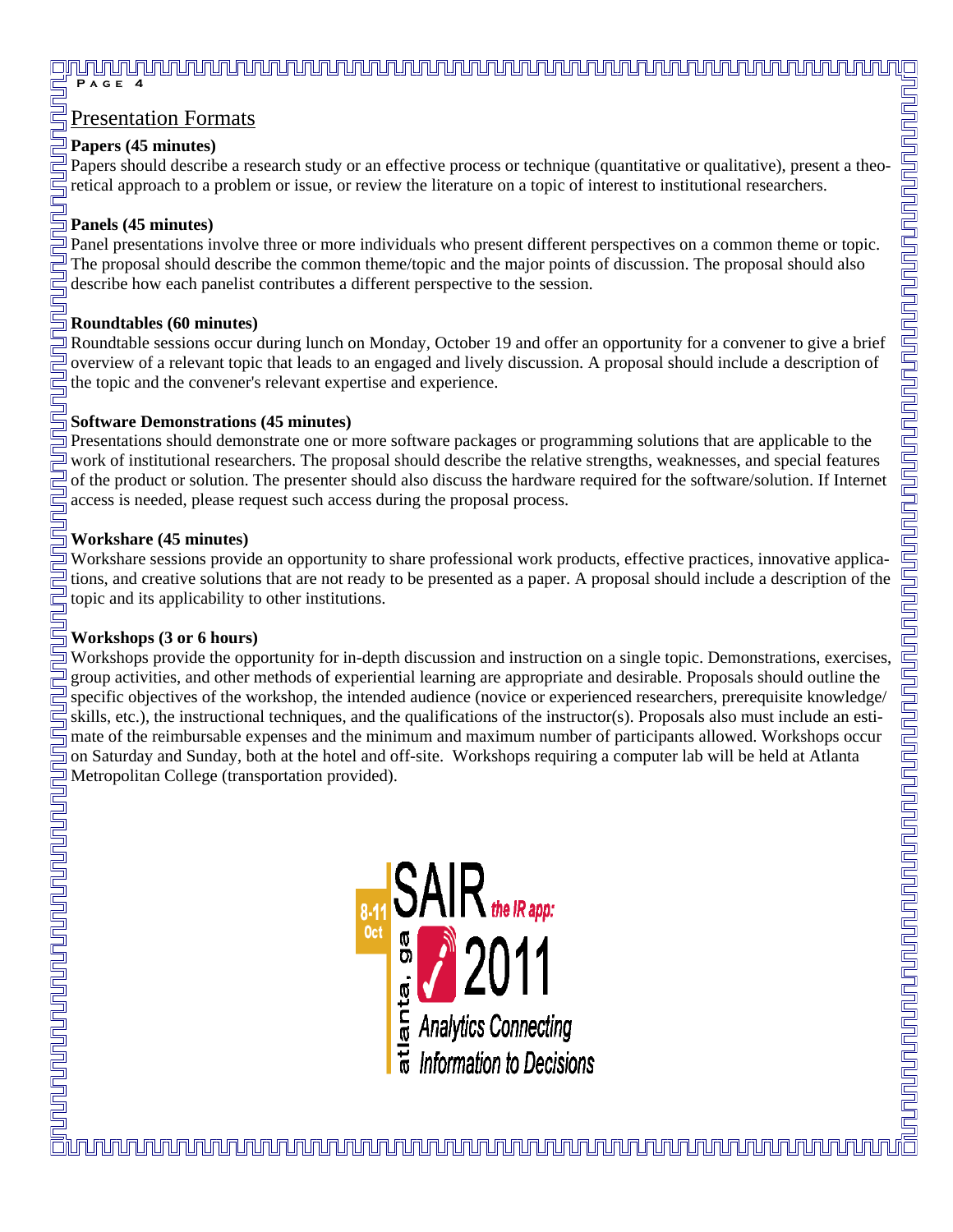## Presentation Formats

**Papers (45 minutes)**
Papers should describe a research study or an effective process or technique (quantitative or qualitative), present a theoretical approach to a problem or issue, or review the literature on a topic of interest to institutional researchers.

**Panels (45 minutes)**
Panel presentations involve three or more individuals who present different perspectives on a common theme or topic. The proposal should describe the common theme/topic and the major points of discussion. The proposal should also describe how each panelist contributes a different perspective to the session.

**Roundtables (60 minutes)**
Roundtable sessions occur during lunch on Monday, October 19 and offer an opportunity for a convener to give a brief overview of a relevant topic that leads to an engaged and lively discussion. A proposal should include a description of the topic and the convener's relevant expertise and experience.

**Software Demonstrations (45 minutes)**
Presentations should demonstrate one or more software packages or programming solutions that are applicable to the work of institutional researchers. The proposal should describe the relative strengths, weaknesses, and special features of the product or solution. The presenter should also discuss the hardware required for the software/solution. If Internet access is needed, please request such access during the proposal process.

**Workshare (45 minutes)**
Workshare sessions provide an opportunity to share professional work products, effective practices, innovative applications, and creative solutions that are not ready to be presented as a paper. A proposal should include a description of the topic and its applicability to other institutions.

**Workshops (3 or 6 hours)**
Workshops provide the opportunity for in-depth discussion and instruction on a single topic. Demonstrations, exercises, group activities, and other methods of experiential learning are appropriate and desirable. Proposals should outline the specific objectives of the workshop, the intended audience (novice or experienced researchers, prerequisite knowledge/ skills, etc.), the instructional techniques, and the qualifications of the instructor(s). Proposals also must include an estimate of the reimbursable expenses and the minimum and maximum number of participants allowed. Workshops occur on Saturday and Sunday, both at the hotel and off-site. Workshops requiring a computer lab will be held at Atlanta Metropolitan College (transportation provided).

8-11 Oct SAIR *the IR app:* 2011 atlanta, ga *Analytics Connecting Information to Decisions*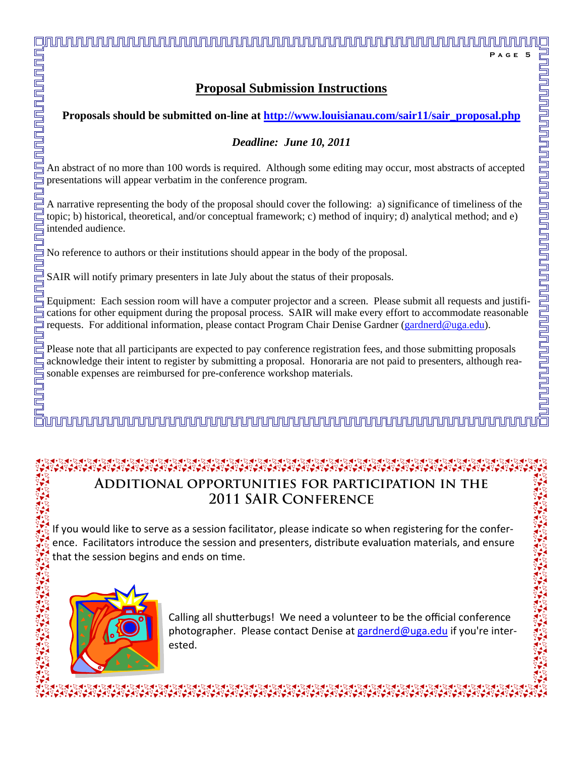## Proposal Submission Instructions

**Proposals should be submitted on-line at http://www.louisianau.com/sair11/sair_proposal.php**

***Deadline: June 10, 2011***

An abstract of no more than 100 words is required. Although some editing may occur, most abstracts of accepted presentations will appear verbatim in the conference program.

A narrative representing the body of the proposal should cover the following: a) significance of timeliness of the topic; b) historical, theoretical, and/or conceptual framework; c) method of inquiry; d) analytical method; and e) intended audience.

No reference to authors or their institutions should appear in the body of the proposal.

SAIR will notify primary presenters in late July about the status of their proposals.

Equipment: Each session room will have a computer projector and a screen. Please submit all requests and justifications for other equipment during the proposal process. SAIR will make every effort to accommodate reasonable requests. For additional information, please contact Program Chair Denise Gardner (gardnerd@uga.edu).

Please note that all participants are expected to pay conference registration fees, and those submitting proposals acknowledge their intent to register by submitting a proposal. Honoraria are not paid to presenters, although reasonable expenses are reimbursed for pre-conference workshop materials.

## Additional opportunities for participation in the 2011 SAIR Conference

If you would like to serve as a session facilitator, please indicate so when registering for the conference. Facilitators introduce the session and presenters, distribute evaluation materials, and ensure that the session begins and ends on time.

Calling all shutterbugs! We need a volunteer to be the official conference photographer. Please contact Denise at gardnerd@uga.edu if you're interested.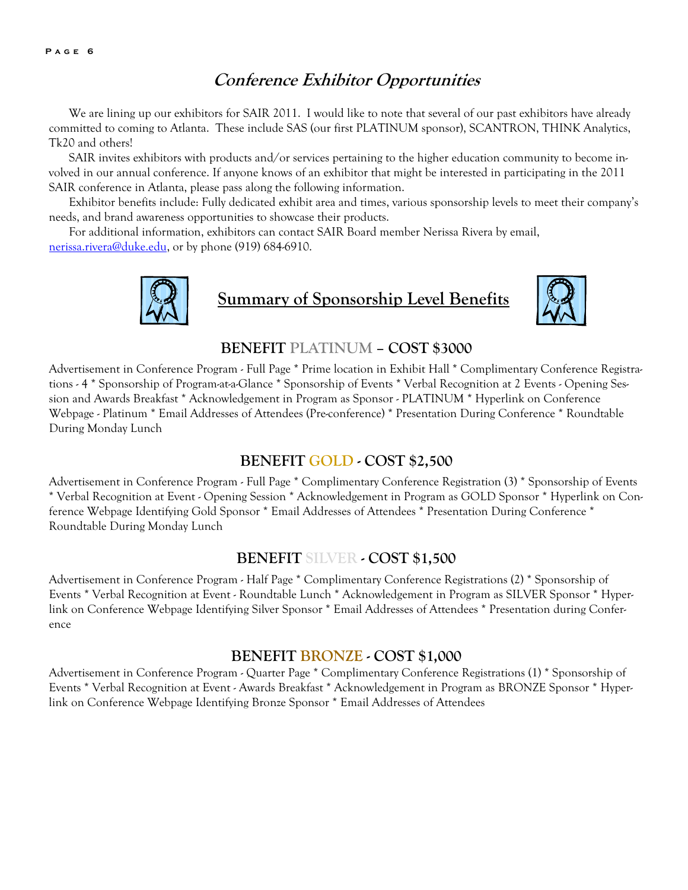## *Conference Exhibitor Opportunities*

We are lining up our exhibitors for SAIR 2011. I would like to note that several of our past exhibitors have already committed to coming to Atlanta. These include SAS (our first PLATINUM sponsor), SCANTRON, THINK Analytics, Tk20 and others!

SAIR invites exhibitors with products and/or services pertaining to the higher education community to become involved in our annual conference. If anyone knows of an exhibitor that might be interested in participating in the 2011 SAIR conference in Atlanta, please pass along the following information.

Exhibitor benefits include: Fully dedicated exhibit area and times, various sponsorship levels to meet their company's needs, and brand awareness opportunities to showcase their products.

For additional information, exhibitors can contact SAIR Board member Nerissa Rivera by email, nerissa.rivera@duke.edu, or by phone (919) 684-6910.

## Summary of Sponsorship Level Benefits

### BENEFIT PLATINUM – COST $3000

Advertisement in Conference Program - Full Page * Prime location in Exhibit Hall * Complimentary Conference Registrations - 4 * Sponsorship of Program-at-a-Glance * Sponsorship of Events * Verbal Recognition at 2 Events - Opening Session and Awards Breakfast * Acknowledgement in Program as Sponsor - PLATINUM * Hyperlink on Conference Webpage - Platinum * Email Addresses of Attendees (Pre-conference) * Presentation During Conference * Roundtable During Monday Lunch

### BENEFIT GOLD - COST $2,500

Advertisement in Conference Program - Full Page * Complimentary Conference Registration (3) * Sponsorship of Events * Verbal Recognition at Event - Opening Session * Acknowledgement in Program as GOLD Sponsor * Hyperlink on Conference Webpage Identifying Gold Sponsor * Email Addresses of Attendees * Presentation During Conference * Roundtable During Monday Lunch

### BENEFIT SILVER - COST $1,500

Advertisement in Conference Program - Half Page * Complimentary Conference Registrations (2) * Sponsorship of Events * Verbal Recognition at Event - Roundtable Lunch * Acknowledgement in Program as SILVER Sponsor * Hyperlink on Conference Webpage Identifying Silver Sponsor * Email Addresses of Attendees * Presentation during Conference

### BENEFIT BRONZE - COST $1,000

Advertisement in Conference Program - Quarter Page * Complimentary Conference Registrations (1) * Sponsorship of Events * Verbal Recognition at Event - Awards Breakfast * Acknowledgement in Program as BRONZE Sponsor * Hyperlink on Conference Webpage Identifying Bronze Sponsor * Email Addresses of Attendees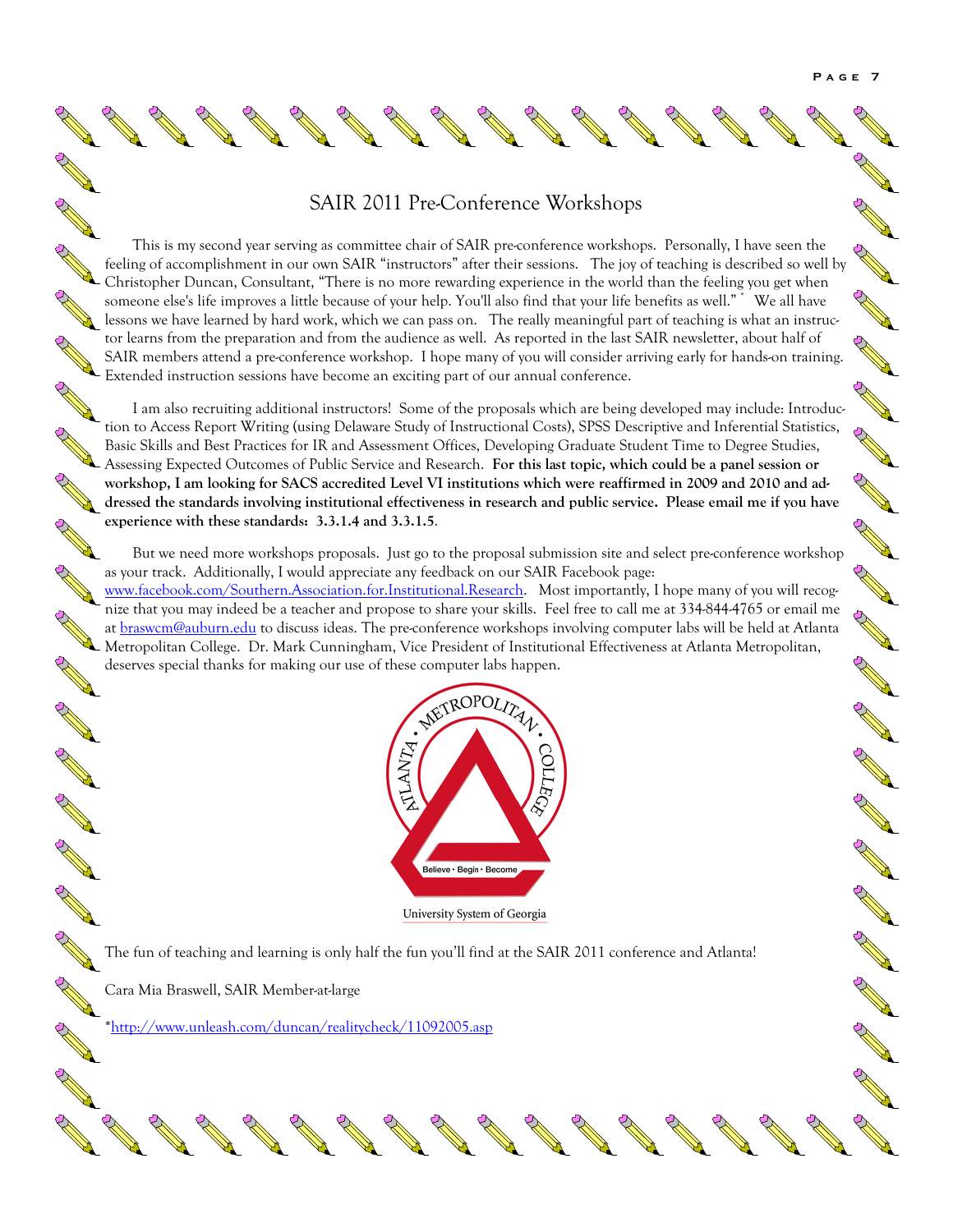# SAIR 2011 Pre-Conference Workshops

This is my second year serving as committee chair of SAIR pre-conference workshops. Personally, I have seen the feeling of accomplishment in our own SAIR "instructors" after their sessions. The joy of teaching is described so well by Christopher Duncan, Consultant, "There is no more rewarding experience in the world than the feeling you get when someone else's life improves a little because of your help. You'll also find that your life benefits as well."* We all have lessons we have learned by hard work, which we can pass on. The really meaningful part of teaching is what an instructor learns from the preparation and from the audience as well. As reported in the last SAIR newsletter, about half of SAIR members attend a pre-conference workshop. I hope many of you will consider arriving early for hands-on training. Extended instruction sessions have become an exciting part of our annual conference.

I am also recruiting additional instructors! Some of the proposals which are being developed may include: Introduction to Access Report Writing (using Delaware Study of Instructional Costs), SPSS Descriptive and Inferential Statistics, Basic Skills and Best Practices for IR and Assessment Offices, Developing Graduate Student Time to Degree Studies, Assessing Expected Outcomes of Public Service and Research. **For this last topic, which could be a panel session or workshop, I am looking for SACS accredited Level VI institutions which were reaffirmed in 2009 and 2010 and addressed the standards involving institutional effectiveness in research and public service. Please email me if you have experience with these standards: 3.3.1.4 and 3.3.1.5**.

But we need more workshops proposals. Just go to the proposal submission site and select pre-conference workshop as your track. Additionally, I would appreciate any feedback on our SAIR Facebook page: www.facebook.com/Southern.Association.for.Institutional.Research. Most importantly, I hope many of you will recognize that you may indeed be a teacher and propose to share your skills. Feel free to call me at 334-844-4765 or email me at braswcm@auburn.edu to discuss ideas. The pre-conference workshops involving computer labs will be held at Atlanta Metropolitan College. Dr. Mark Cunningham, Vice President of Institutional Effectiveness at Atlanta Metropolitan, deserves special thanks for making our use of these computer labs happen.

ATLANTA • METROPOLITAN • COLLEGE

Believe • Begin • Become

University System of Georgia

The fun of teaching and learning is only half the fun you'll find at the SAIR 2011 conference and Atlanta!

Cara Mia Braswell, SAIR Member-at-large

*http://www.unleash.com/duncan/realitycheck/11092005.asp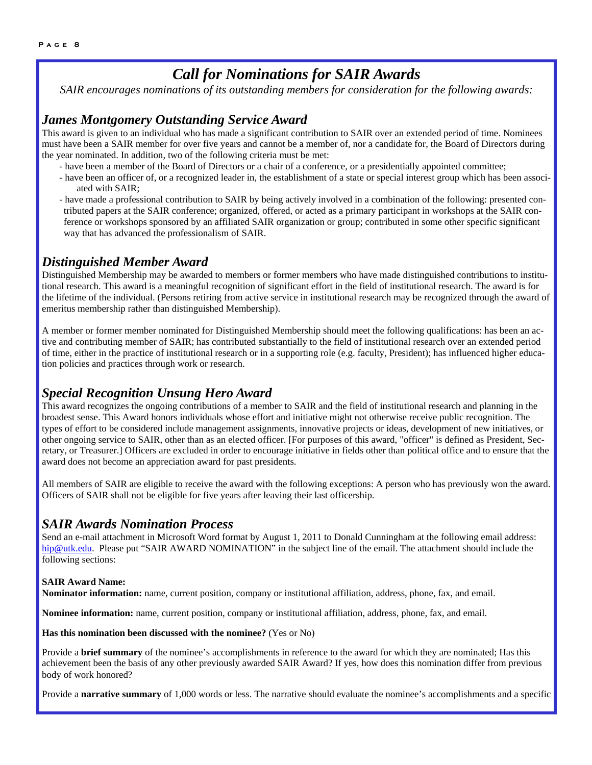# *Call for Nominations for SAIR Awards*

*SAIR encourages nominations of its outstanding members for consideration for the following awards:*

## *James Montgomery Outstanding Service Award*

This award is given to an individual who has made a significant contribution to SAIR over an extended period of time. Nominees must have been a SAIR member for over five years and cannot be a member of, nor a candidate for, the Board of Directors during the year nominated. In addition, two of the following criteria must be met:

- have been a member of the Board of Directors or a chair of a conference, or a presidentially appointed committee;
- have been an officer of, or a recognized leader in, the establishment of a state or special interest group which has been associated with SAIR;
- have made a professional contribution to SAIR by being actively involved in a combination of the following: presented contributed papers at the SAIR conference; organized, offered, or acted as a primary participant in workshops at the SAIR conference or workshops sponsored by an affiliated SAIR organization or group; contributed in some other specific significant way that has advanced the professionalism of SAIR.

## *Distinguished Member Award*

Distinguished Membership may be awarded to members or former members who have made distinguished contributions to institutional research. This award is a meaningful recognition of significant effort in the field of institutional research. The award is for the lifetime of the individual. (Persons retiring from active service in institutional research may be recognized through the award of emeritus membership rather than distinguished Membership).

A member or former member nominated for Distinguished Membership should meet the following qualifications: has been an active and contributing member of SAIR; has contributed substantially to the field of institutional research over an extended period of time, either in the practice of institutional research or in a supporting role (e.g. faculty, President); has influenced higher education policies and practices through work or research.

## *Special Recognition Unsung Hero Award*

This award recognizes the ongoing contributions of a member to SAIR and the field of institutional research and planning in the broadest sense. This Award honors individuals whose effort and initiative might not otherwise receive public recognition. The types of effort to be considered include management assignments, innovative projects or ideas, development of new initiatives, or other ongoing service to SAIR, other than as an elected officer. [For purposes of this award, "officer" is defined as President, Secretary, or Treasurer.] Officers are excluded in order to encourage initiative in fields other than political office and to ensure that the award does not become an appreciation award for past presidents.

All members of SAIR are eligible to receive the award with the following exceptions: A person who has previously won the award. Officers of SAIR shall not be eligible for five years after leaving their last officership.

## *SAIR Awards Nomination Process*

Send an e-mail attachment in Microsoft Word format by August 1, 2011 to Donald Cunningham at the following email address: hip@utk.edu. Please put "SAIR AWARD NOMINATION" in the subject line of the email. The attachment should include the following sections:

**SAIR Award Name:**
**Nominator information:** name, current position, company or institutional affiliation, address, phone, fax, and email.

**Nominee information:** name, current position, company or institutional affiliation, address, phone, fax, and email.

**Has this nomination been discussed with the nominee?** (Yes or No)

Provide a **brief summary** of the nominee's accomplishments in reference to the award for which they are nominated; Has this achievement been the basis of any other previously awarded SAIR Award? If yes, how does this nomination differ from previous body of work honored?

Provide a **narrative summary** of 1,000 words or less. The narrative should evaluate the nominee's accomplishments and a specific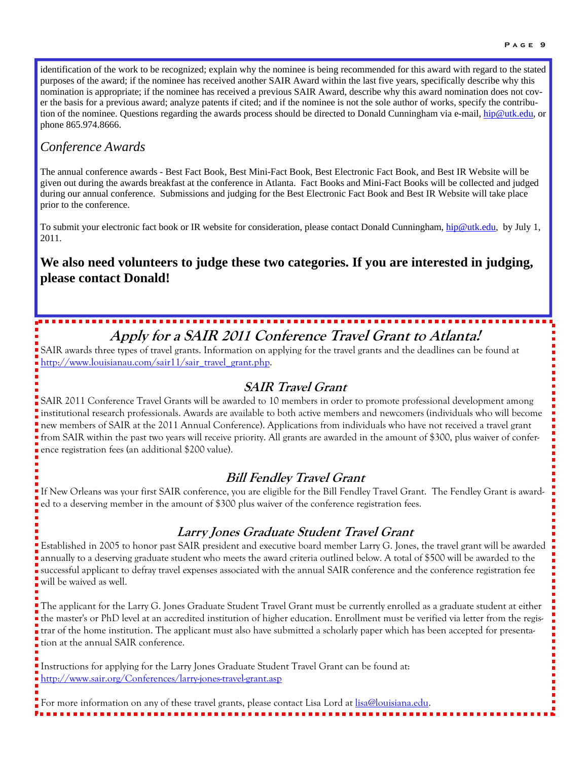identification of the work to be recognized; explain why the nominee is being recommended for this award with regard to the stated purposes of the award; if the nominee has received another SAIR Award within the last five years, specifically describe why this nomination is appropriate; if the nominee has received a previous SAIR Award, describe why this award nomination does not cover the basis for a previous award; analyze patents if cited; and if the nominee is not the sole author of works, specify the contribution of the nominee. Questions regarding the awards process should be directed to Donald Cunningham via e-mail, hip@utk.edu, or phone 865.974.8666.

### *Conference Awards*

The annual conference awards - Best Fact Book, Best Mini-Fact Book, Best Electronic Fact Book, and Best IR Website will be given out during the awards breakfast at the conference in Atlanta. Fact Books and Mini-Fact Books will be collected and judged during our annual conference. Submissions and judging for the Best Electronic Fact Book and Best IR Website will take place prior to the conference.

To submit your electronic fact book or IR website for consideration, please contact Donald Cunningham, hip@utk.edu, by July 1, 2011.

**We also need volunteers to judge these two categories. If you are interested in judging, please contact Donald!**

## *Apply for a SAIR 2011 Conference Travel Grant to Atlanta!*

SAIR awards three types of travel grants. Information on applying for the travel grants and the deadlines can be found at http://www.louisianau.com/sair11/sair_travel_grant.php.

### *SAIR Travel Grant*

SAIR 2011 Conference Travel Grants will be awarded to 10 members in order to promote professional development among institutional research professionals. Awards are available to both active members and newcomers (individuals who will become new members of SAIR at the 2011 Annual Conference). Applications from individuals who have not received a travel grant from SAIR within the past two years will receive priority. All grants are awarded in the amount of $300, plus waiver of conference registration fees (an additional $200 value).

### *Bill Fendley Travel Grant*

If New Orleans was your first SAIR conference, you are eligible for the Bill Fendley Travel Grant. The Fendley Grant is awarded to a deserving member in the amount of $300 plus waiver of the conference registration fees.

### *Larry Jones Graduate Student Travel Grant*

Established in 2005 to honor past SAIR president and executive board member Larry G. Jones, the travel grant will be awarded annually to a deserving graduate student who meets the award criteria outlined below. A total of $500 will be awarded to the successful applicant to defray travel expenses associated with the annual SAIR conference and the conference registration fee will be waived as well.

The applicant for the Larry G. Jones Graduate Student Travel Grant must be currently enrolled as a graduate student at either the master's or PhD level at an accredited institution of higher education. Enrollment must be verified via letter from the registrar of the home institution. The applicant must also have submitted a scholarly paper which has been accepted for presentation at the annual SAIR conference.

Instructions for applying for the Larry Jones Graduate Student Travel Grant can be found at: http://www.sair.org/Conferences/larry-jones-travel-grant.asp

For more information on any of these travel grants, please contact Lisa Lord at lisa@louisiana.edu.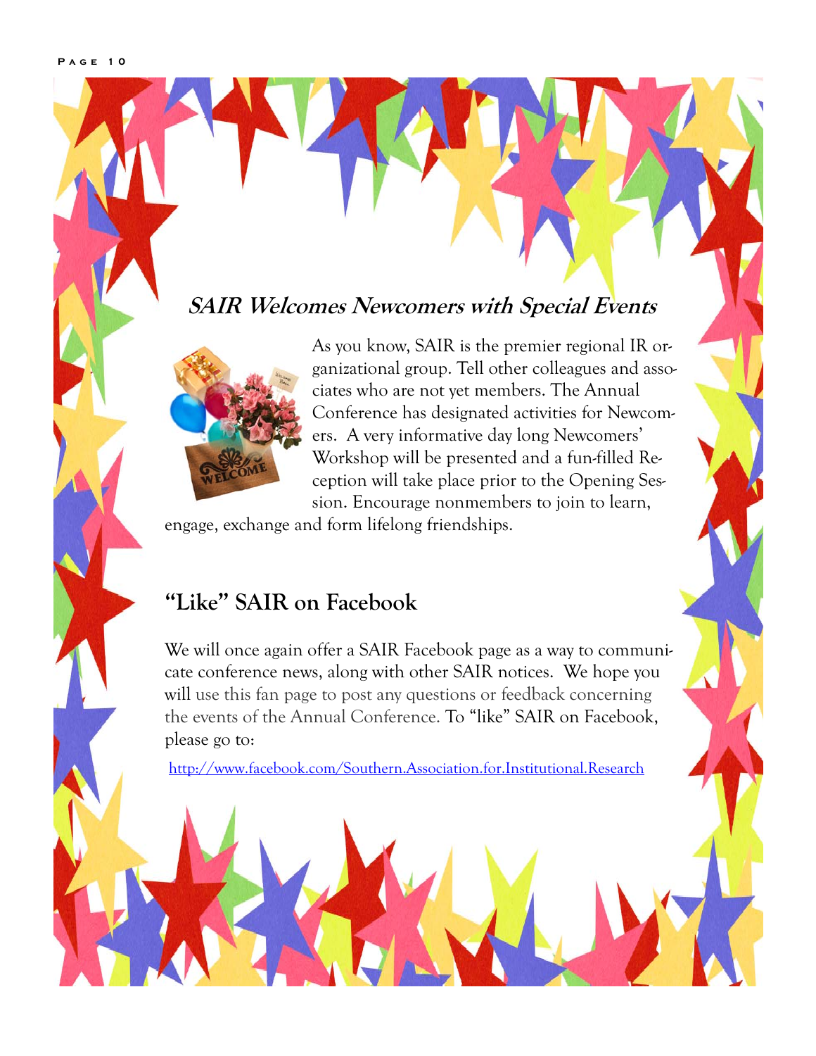## *SAIR Welcomes Newcomers with Special Events*

As you know, SAIR is the premier regional IR organizational group. Tell other colleagues and associates who are not yet members. The Annual Conference has designated activities for Newcomers. A very informative day long Newcomers' Workshop will be presented and a fun-filled Reception will take place prior to the Opening Session. Encourage nonmembers to join to learn, engage, exchange and form lifelong friendships.

## "Like" SAIR on Facebook

We will once again offer a SAIR Facebook page as a way to communicate conference news, along with other SAIR notices. We hope you will use this fan page to post any questions or feedback concerning the events of the Annual Conference. To "like" SAIR on Facebook, please go to:

http://www.facebook.com/Southern.Association.for.Institutional.Research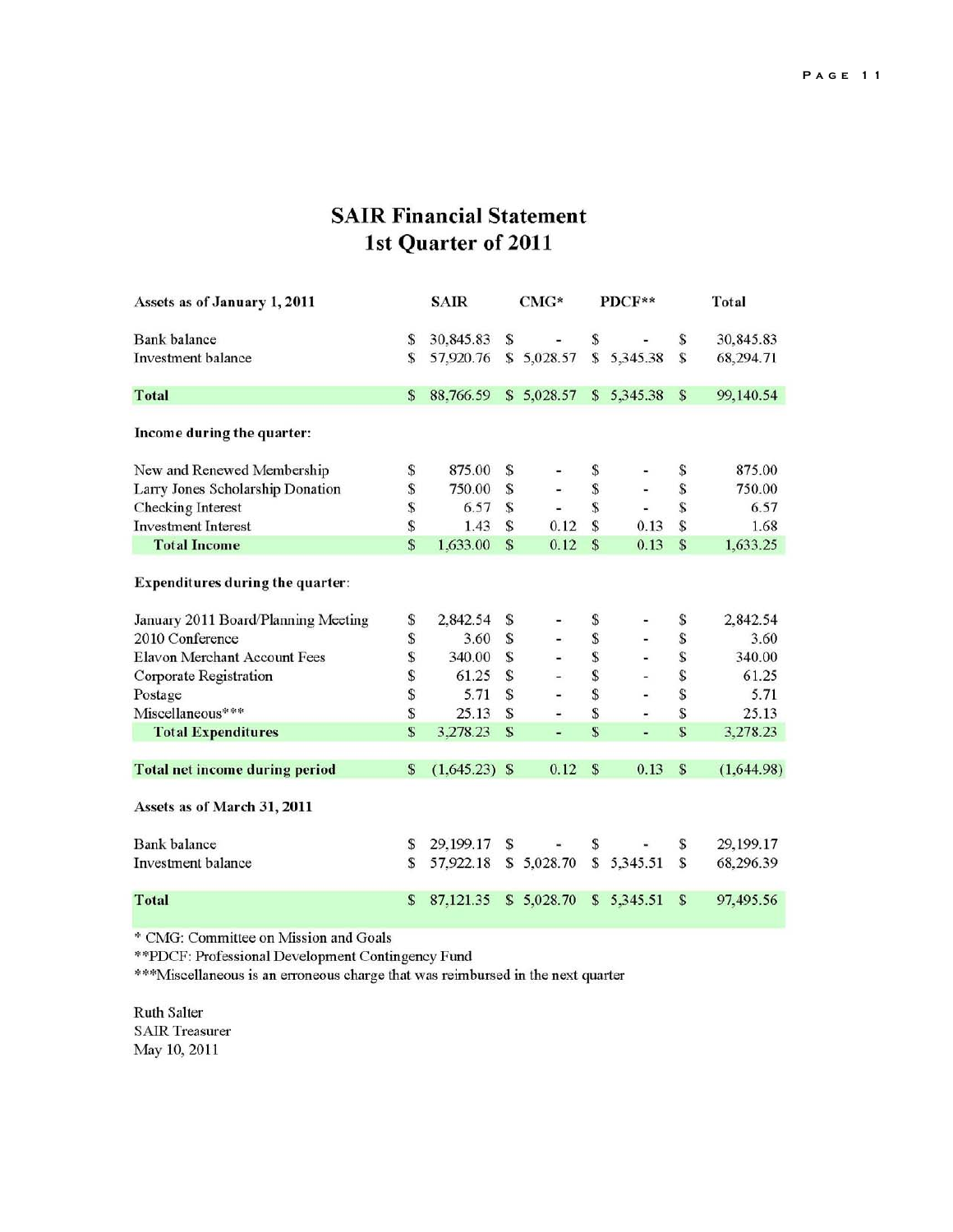# SAIR Financial Statement
## 1st Quarter of 2011

| Assets as of January 1, 2011 | SAIR | CMG* | PDCF** | Total |
|---|---|---|---|---|
| Bank balance | $ 30,845.83 | $ - | $ - | $ 30,845.83 |
| Investment balance | $ 57,920.76 | $ 5,028.57 | $ 5,345.38 | $ 68,294.71 |
| **Total** | $ 88,766.59 | $ 5,028.57 | $ 5,345.38 | $ 99,140.54 |
| **Income during the quarter:** | | | | |
| New and Renewed Membership | $ 875.00 | $ - | $ - | $ 875.00 |
| Larry Jones Scholarship Donation | $ 750.00 | $ - | $ - | $ 750.00 |
| Checking Interest | $ 6.57 | $ - | $ - | $ 6.57 |
| Investment Interest | $ 1.43 | $ 0.12 | $ 0.13 | $ 1.68 |
| **Total Income** | $ 1,633.00 | $ 0.12 | $ 0.13 | $ 1,633.25 |
| **Expenditures during the quarter:** | | | | |
| January 2011 Board/Planning Meeting | $ 2,842.54 | $ - | $ - | $ 2,842.54 |
| 2010 Conference | $ 3.60 | $ - | $ - | $ 3.60 |
| Elavon Merchant Account Fees | $ 340.00 | $ - | $ - | $ 340.00 |
| Corporate Registration | $ 61.25 | $ - | $ - | $ 61.25 |
| Postage | $ 5.71 | $ - | $ - | $ 5.71 |
| Miscellaneous*** | $ 25.13 | $ - | $ - | $ 25.13 |
| **Total Expenditures** | $ 3,278.23 | $ - | $ - | $ 3,278.23 |
| **Total net income during period** | $ (1,645.23) | $ 0.12 | $ 0.13 | $ (1,644.98) |
| **Assets as of March 31, 2011** | | | | |
| Bank balance | $ 29,199.17 | $ - | $ - | $ 29,199.17 |
| Investment balance | $ 57,922.18 | $ 5,028.70 | $ 5,345.51 | $ 68,296.39 |
| **Total** | $ 87,121.35 | $ 5,028.70 | $ 5,345.51 | $ 97,495.56 |

* CMG: Committee on Mission and Goals

**PDCF: Professional Development Contingency Fund

***Miscellaneous is an erroneous charge that was reimbursed in the next quarter

Ruth Salter
SAIR Treasurer
May 10, 2011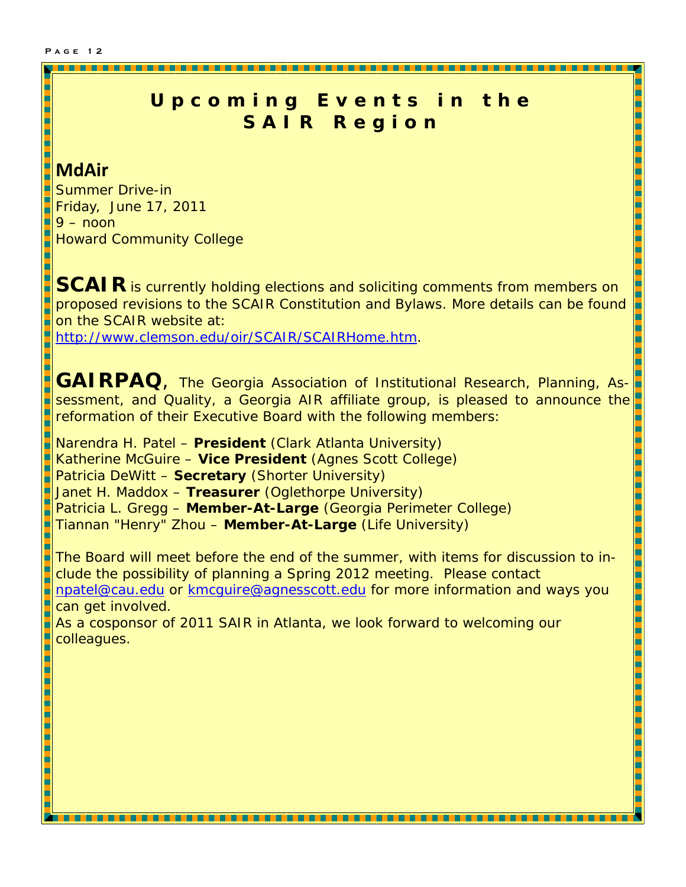# Upcoming Events in the SAIR Region

## MdAir

Summer Drive-in
Friday, June 17, 2011
9 – noon
Howard Community College

**SCAIR** is currently holding elections and soliciting comments from members on proposed revisions to the SCAIR Constitution and Bylaws. More details can be found on the SCAIR website at: http://www.clemson.edu/oir/SCAIR/SCAIRHome.htm.

**GAIRPAQ**, The Georgia Association of Institutional Research, Planning, Assessment, and Quality, a Georgia AIR affiliate group, is pleased to announce the reformation of their Executive Board with the following members:

Narendra H. Patel – **President** (Clark Atlanta University)
Katherine McGuire – **Vice President** (Agnes Scott College)
Patricia DeWitt – **Secretary** (Shorter University)
Janet H. Maddox – **Treasurer** (Oglethorpe University)
Patricia L. Gregg – **Member-At-Large** (Georgia Perimeter College)
Tiannan "Henry" Zhou – **Member-At-Large** (Life University)

The Board will meet before the end of the summer, with items for discussion to include the possibility of planning a Spring 2012 meeting. Please contact npatel@cau.edu or kmcguire@agnesscott.edu for more information and ways you can get involved.
As a cosponsor of 2011 SAIR in Atlanta, we look forward to welcoming our colleagues.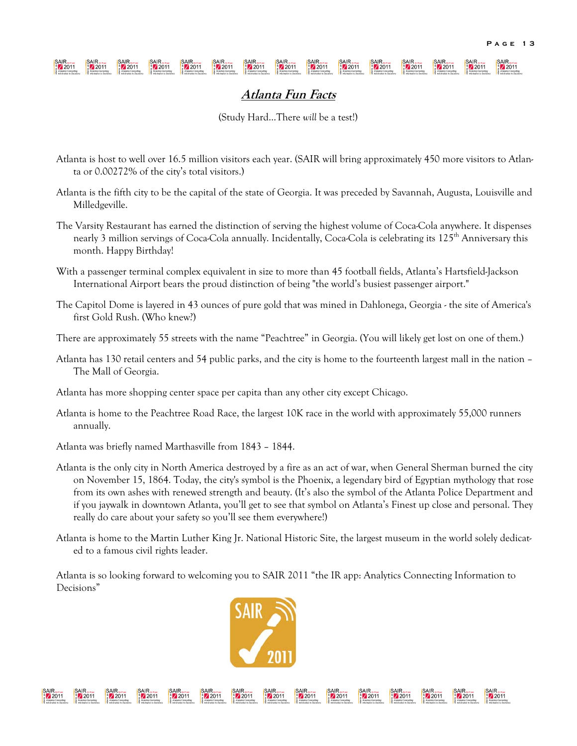## ***Atlanta Fun Facts***

(Study Hard…There *will* be a test!)

Atlanta is host to well over 16.5 million visitors each year. (SAIR will bring approximately 450 more visitors to Atlanta or 0.00272% of the city's total visitors.)

Atlanta is the fifth city to be the capital of the state of Georgia. It was preceded by Savannah, Augusta, Louisville and Milledgeville.

The Varsity Restaurant has earned the distinction of serving the highest volume of Coca-Cola anywhere. It dispenses nearly 3 million servings of Coca-Cola annually. Incidentally, Coca-Cola is celebrating its 125th Anniversary this month. Happy Birthday!

With a passenger terminal complex equivalent in size to more than 45 football fields, Atlanta's Hartsfield-Jackson International Airport bears the proud distinction of being "the world's busiest passenger airport."

The Capitol Dome is layered in 43 ounces of pure gold that was mined in Dahlonega, Georgia - the site of America's first Gold Rush. (Who knew?)

There are approximately 55 streets with the name "Peachtree" in Georgia. (You will likely get lost on one of them.)

Atlanta has 130 retail centers and 54 public parks, and the city is home to the fourteenth largest mall in the nation – The Mall of Georgia.

Atlanta has more shopping center space per capita than any other city except Chicago.

Atlanta is home to the Peachtree Road Race, the largest 10K race in the world with approximately 55,000 runners annually.

Atlanta was briefly named Marthasville from 1843 – 1844.

Atlanta is the only city in North America destroyed by a fire as an act of war, when General Sherman burned the city on November 15, 1864. Today, the city's symbol is the Phoenix, a legendary bird of Egyptian mythology that rose from its own ashes with renewed strength and beauty. (It's also the symbol of the Atlanta Police Department and if you jaywalk in downtown Atlanta, you'll get to see that symbol on Atlanta's Finest up close and personal. They really do care about your safety so you'll see them everywhere!)

Atlanta is home to the Martin Luther King Jr. National Historic Site, the largest museum in the world solely dedicated to a famous civil rights leader.

Atlanta is so looking forward to welcoming you to SAIR 2011 "the IR app: Analytics Connecting Information to Decisions"